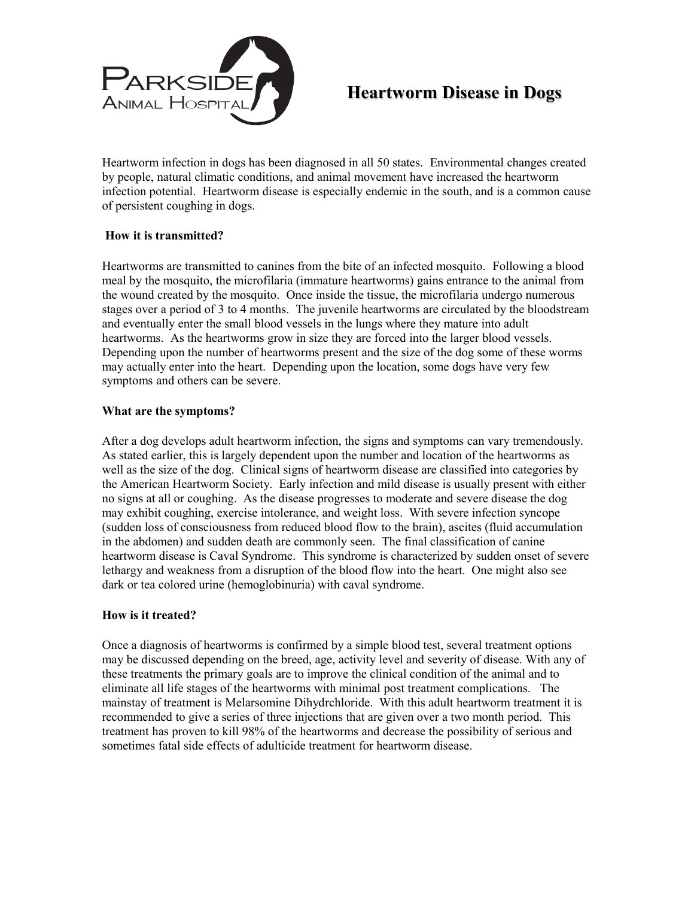Parkside Animal Hospital

# Heartworm Disease in Dogs

Heartworm infection in dogs has been diagnosed in all 50 states. Environmental changes created by people, natural climatic conditions, and animal movement have increased the heartworm infection potential. Heartworm disease is especially endemic in the south, and is a common cause of persistent coughing in dogs.

### How it is transmitted?

Heartworms are transmitted to canines from the bite of an infected mosquito. Following a blood meal by the mosquito, the microfilaria (immature heartworms) gains entrance to the animal from the wound created by the mosquito. Once inside the tissue, the microfilaria undergo numerous stages over a period of 3 to 4 months. The juvenile heartworms are circulated by the bloodstream and eventually enter the small blood vessels in the lungs where they mature into adult heartworms. As the heartworms grow in size they are forced into the larger blood vessels. Depending upon the number of heartworms present and the size of the dog some of these worms may actually enter into the heart. Depending upon the location, some dogs have very few symptoms and others can be severe.

### What are the symptoms?

After a dog develops adult heartworm infection, the signs and symptoms can vary tremendously. As stated earlier, this is largely dependent upon the number and location of the heartworms as well as the size of the dog. Clinical signs of heartworm disease are classified into categories by the American Heartworm Society. Early infection and mild disease is usually present with either no signs at all or coughing. As the disease progresses to moderate and severe disease the dog may exhibit coughing, exercise intolerance, and weight loss. With severe infection syncope (sudden loss of consciousness from reduced blood flow to the brain), ascites (fluid accumulation in the abdomen) and sudden death are commonly seen. The final classification of canine heartworm disease is Caval Syndrome. This syndrome is characterized by sudden onset of severe lethargy and weakness from a disruption of the blood flow into the heart. One might also see dark or tea colored urine (hemoglobinuria) with caval syndrome.

### How is it treated?

Once a diagnosis of heartworms is confirmed by a simple blood test, several treatment options may be discussed depending on the breed, age, activity level and severity of disease. With any of these treatments the primary goals are to improve the clinical condition of the animal and to eliminate all life stages of the heartworms with minimal post treatment complications. The mainstay of treatment is Melarsomine Dihydrchloride. With this adult heartworm treatment it is recommended to give a series of three injections that are given over a two month period. This treatment has proven to kill 98% of the heartworms and decrease the possibility of serious and sometimes fatal side effects of adulticide treatment for heartworm disease.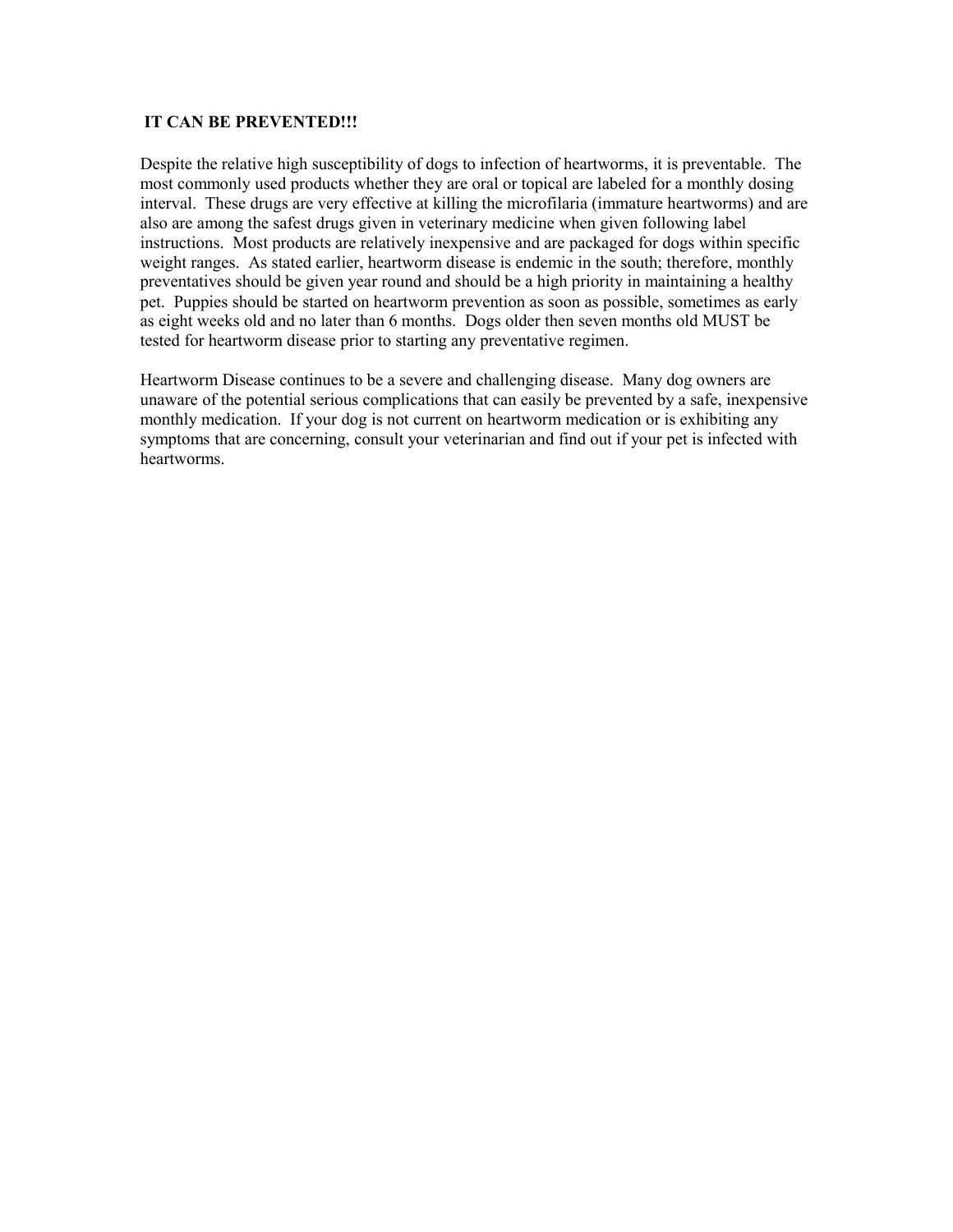**IT CAN BE PREVENTED!!!**

Despite the relative high susceptibility of dogs to infection of heartworms, it is preventable. The most commonly used products whether they are oral or topical are labeled for a monthly dosing interval. These drugs are very effective at killing the microfilaria (immature heartworms) and are also are among the safest drugs given in veterinary medicine when given following label instructions. Most products are relatively inexpensive and are packaged for dogs within specific weight ranges. As stated earlier, heartworm disease is endemic in the south; therefore, monthly preventatives should be given year round and should be a high priority in maintaining a healthy pet. Puppies should be started on heartworm prevention as soon as possible, sometimes as early as eight weeks old and no later than 6 months. Dogs older then seven months old MUST be tested for heartworm disease prior to starting any preventative regimen.

Heartworm Disease continues to be a severe and challenging disease. Many dog owners are unaware of the potential serious complications that can easily be prevented by a safe, inexpensive monthly medication. If your dog is not current on heartworm medication or is exhibiting any symptoms that are concerning, consult your veterinarian and find out if your pet is infected with heartworms.